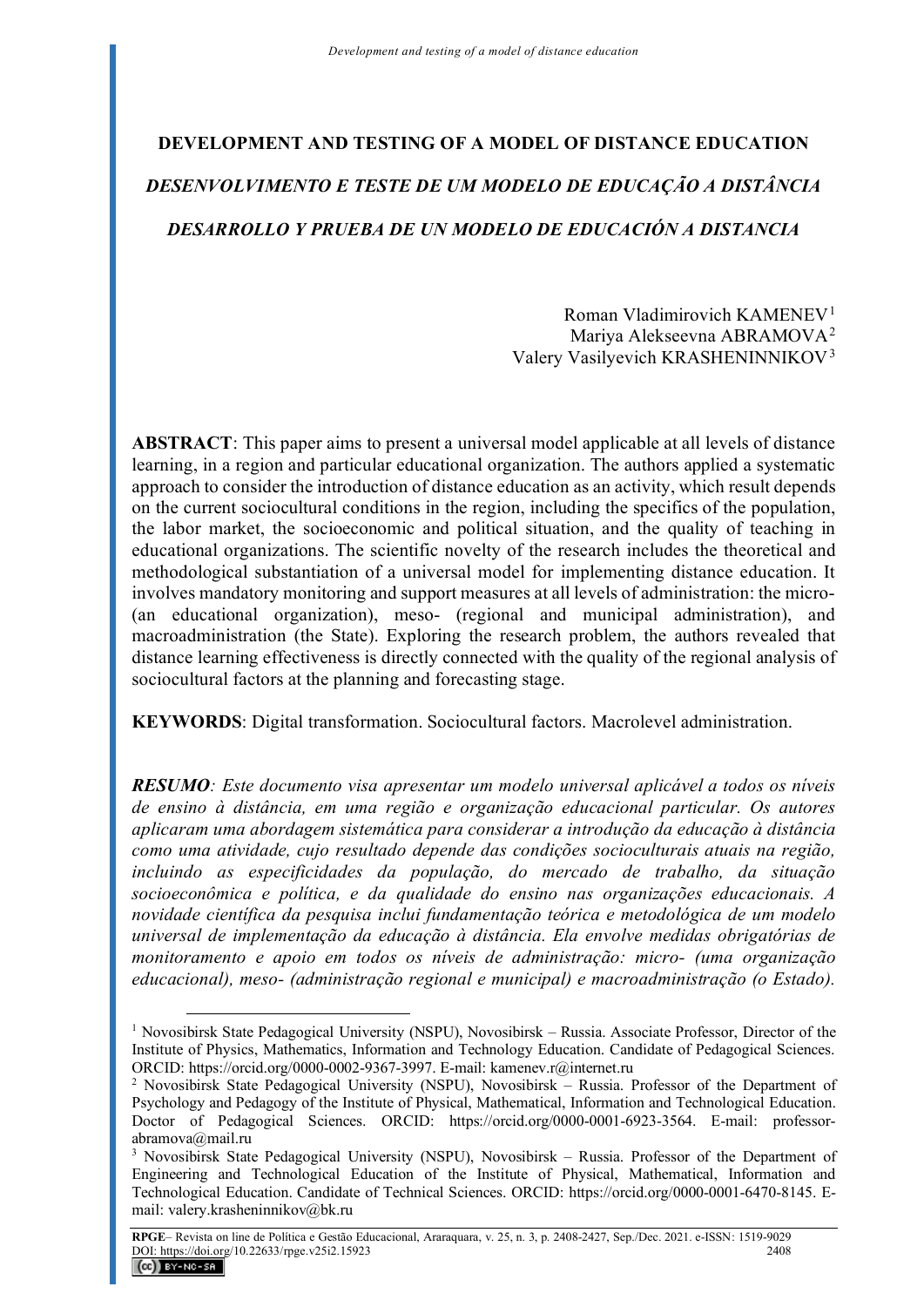# DEVELOPMENT AND TESTING OF A MODEL OF DISTANCE EDUCATION

## *DESENVOLVIMENTO E TESTE DE UM MODELO DE EDUCAÇÃO A DISTÂNCIA*

## *DESARROLLO Y PRUEBA DE UN MODELO DE EDUCACIÓN A DISTANCIA*

Roman Vladimirovich KAMENEV[1]
Mariya Alekseevna ABRAMOVA[2]
Valery Vasilyevich KRASHENINNIKOV[3]

**ABSTRACT**: This paper aims to present a universal model applicable at all levels of distance learning, in a region and particular educational organization. The authors applied a systematic approach to consider the introduction of distance education as an activity, which result depends on the current sociocultural conditions in the region, including the specifics of the population, the labor market, the socioeconomic and political situation, and the quality of teaching in educational organizations. The scientific novelty of the research includes the theoretical and methodological substantiation of a universal model for implementing distance education. It involves mandatory monitoring and support measures at all levels of administration: the micro- (an educational organization), meso- (regional and municipal administration), and macroadministration (the State). Exploring the research problem, the authors revealed that distance learning effectiveness is directly connected with the quality of the regional analysis of sociocultural factors at the planning and forecasting stage.

**KEYWORDS**: Digital transformation. Sociocultural factors. Macrolevel administration.

***RESUMO****: Este documento visa apresentar um modelo universal aplicável a todos os níveis de ensino à distância, em uma região e organização educacional particular. Os autores aplicaram uma abordagem sistemática para considerar a introdução da educação à distância como uma atividade, cujo resultado depende das condições socioculturais atuais na região, incluindo as especificidades da população, do mercado de trabalho, da situação socioeconômica e política, e da qualidade do ensino nas organizações educacionais. A novidade científica da pesquisa inclui fundamentação teórica e metodológica de um modelo universal de implementação da educação à distância. Ela envolve medidas obrigatórias de monitoramento e apoio em todos os níveis de administração: micro- (uma organização educacional), meso- (administração regional e municipal) e macroadministração (o Estado).*

---

[1] Novosibirsk State Pedagogical University (NSPU), Novosibirsk – Russia. Associate Professor, Director of the Institute of Physics, Mathematics, Information and Technology Education. Candidate of Pedagogical Sciences. ORCID: https://orcid.org/0000-0002-9367-3997. E-mail: kamenev.r@internet.ru

[2] Novosibirsk State Pedagogical University (NSPU), Novosibirsk – Russia. Professor of the Department of Psychology and Pedagogy of the Institute of Physical, Mathematical, Information and Technological Education. Doctor of Pedagogical Sciences. ORCID: https://orcid.org/0000-0001-6923-3564. E-mail: professor-abramova@mail.ru

[3] Novosibirsk State Pedagogical University (NSPU), Novosibirsk – Russia. Professor of the Department of Engineering and Technological Education of the Institute of Physical, Mathematical, Information and Technological Education. Candidate of Technical Sciences. ORCID: https://orcid.org/0000-0001-6470-8145. E-mail: valery.krasheninnikov@bk.ru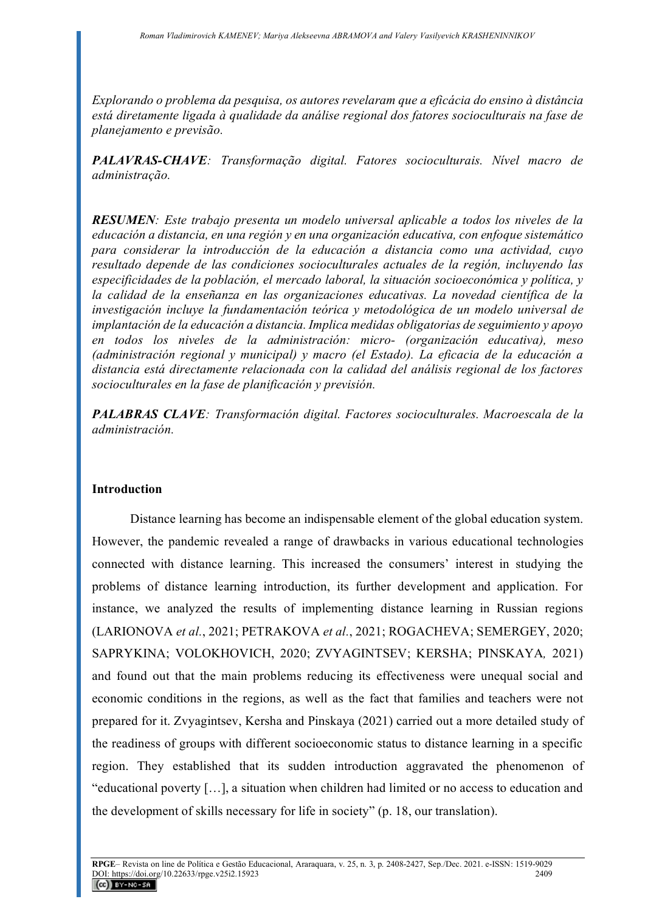*Explorando o problema da pesquisa, os autores revelaram que a eficácia do ensino à distância está diretamente ligada à qualidade da análise regional dos fatores socioculturais na fase de planejamento e previsão.*

***PALAVRAS-CHAVE****: Transformação digital. Fatores socioculturais. Nível macro de administração.*

***RESUMEN****: Este trabajo presenta un modelo universal aplicable a todos los niveles de la educación a distancia, en una región y en una organización educativa, con enfoque sistemático para considerar la introducción de la educación a distancia como una actividad, cuyo resultado depende de las condiciones socioculturales actuales de la región, incluyendo las especificidades de la población, el mercado laboral, la situación socioeconómica y política, y la calidad de la enseñanza en las organizaciones educativas. La novedad científica de la investigación incluye la fundamentación teórica y metodológica de un modelo universal de implantación de la educación a distancia. Implica medidas obligatorias de seguimiento y apoyo en todos los niveles de la administración: micro- (organización educativa), meso (administración regional y municipal) y macro (el Estado). La eficacia de la educación a distancia está directamente relacionada con la calidad del análisis regional de los factores socioculturales en la fase de planificación y previsión.*

***PALABRAS CLAVE****: Transformación digital. Factores socioculturales. Macroescala de la administración.*

## Introduction

Distance learning has become an indispensable element of the global education system. However, the pandemic revealed a range of drawbacks in various educational technologies connected with distance learning. This increased the consumers' interest in studying the problems of distance learning introduction, its further development and application. For instance, we analyzed the results of implementing distance learning in Russian regions (LARIONOVA *et al.*, 2021; PETRAKOVA *et al.*, 2021; ROGACHEVA; SEMERGEY, 2020; SAPRYKINA; VOLOKHOVICH, 2020; ZVYAGINTSEV; KERSHA; PINSKAYA*,* 2021) and found out that the main problems reducing its effectiveness were unequal social and economic conditions in the regions, as well as the fact that families and teachers were not prepared for it. Zvyagintsev, Kersha and Pinskaya (2021) carried out a more detailed study of the readiness of groups with different socioeconomic status to distance learning in a specific region. They established that its sudden introduction aggravated the phenomenon of "educational poverty […], a situation when children had limited or no access to education and the development of skills necessary for life in society" (p. 18, our translation).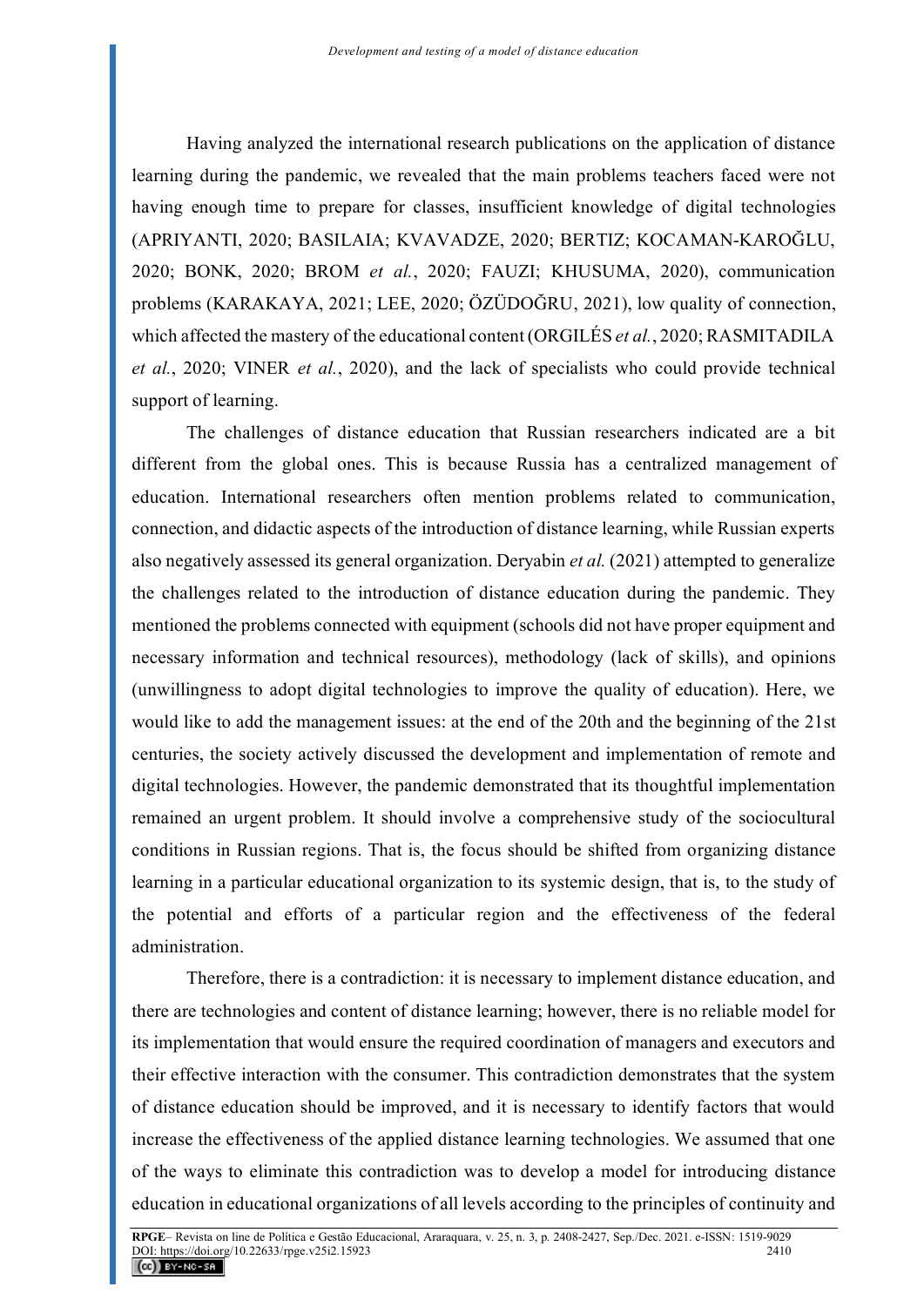Having analyzed the international research publications on the application of distance learning during the pandemic, we revealed that the main problems teachers faced were not having enough time to prepare for classes, insufficient knowledge of digital technologies (APRIYANTI, 2020; BASILAIA; KVAVADZE, 2020; BERTIZ; KOCAMAN-KAROĞLU, 2020; BONK, 2020; BROM *et al.*, 2020; FAUZI; KHUSUMA, 2020), communication problems (KARAKAYA, 2021; LEE, 2020; ÖZÜDOĞRU, 2021), low quality of connection, which affected the mastery of the educational content (ORGILÉS *et al.*, 2020; RASMITADILA *et al.*, 2020; VINER *et al.*, 2020), and the lack of specialists who could provide technical support of learning.

The challenges of distance education that Russian researchers indicated are a bit different from the global ones. This is because Russia has a centralized management of education. International researchers often mention problems related to communication, connection, and didactic aspects of the introduction of distance learning, while Russian experts also negatively assessed its general organization. Deryabin *et al.* (2021) attempted to generalize the challenges related to the introduction of distance education during the pandemic. They mentioned the problems connected with equipment (schools did not have proper equipment and necessary information and technical resources), methodology (lack of skills), and opinions (unwillingness to adopt digital technologies to improve the quality of education). Here, we would like to add the management issues: at the end of the 20th and the beginning of the 21st centuries, the society actively discussed the development and implementation of remote and digital technologies. However, the pandemic demonstrated that its thoughtful implementation remained an urgent problem. It should involve a comprehensive study of the sociocultural conditions in Russian regions. That is, the focus should be shifted from organizing distance learning in a particular educational organization to its systemic design, that is, to the study of the potential and efforts of a particular region and the effectiveness of the federal administration.

Therefore, there is a contradiction: it is necessary to implement distance education, and there are technologies and content of distance learning; however, there is no reliable model for its implementation that would ensure the required coordination of managers and executors and their effective interaction with the consumer. This contradiction demonstrates that the system of distance education should be improved, and it is necessary to identify factors that would increase the effectiveness of the applied distance learning technologies. We assumed that one of the ways to eliminate this contradiction was to develop a model for introducing distance education in educational organizations of all levels according to the principles of continuity and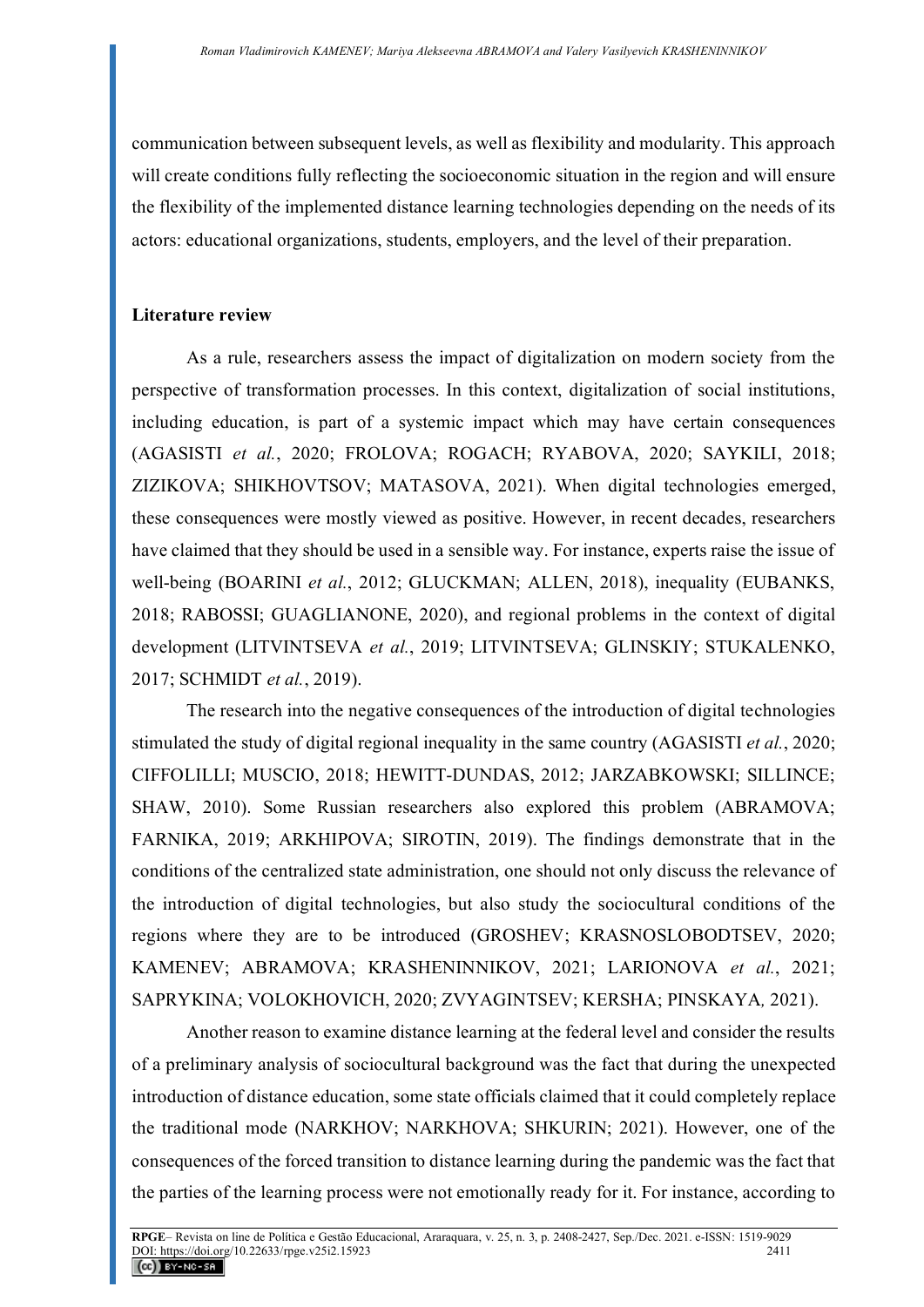communication between subsequent levels, as well as flexibility and modularity. This approach will create conditions fully reflecting the socioeconomic situation in the region and will ensure the flexibility of the implemented distance learning technologies depending on the needs of its actors: educational organizations, students, employers, and the level of their preparation.

## Literature review

As a rule, researchers assess the impact of digitalization on modern society from the perspective of transformation processes. In this context, digitalization of social institutions, including education, is part of a systemic impact which may have certain consequences (AGASISTI *et al.*, 2020; FROLOVA; ROGACH; RYABOVA, 2020; SAYKILI, 2018; ZIZIKOVA; SHIKHOVTSOV; MATASOVA, 2021). When digital technologies emerged, these consequences were mostly viewed as positive. However, in recent decades, researchers have claimed that they should be used in a sensible way. For instance, experts raise the issue of well-being (BOARINI *et al.*, 2012; GLUCKMAN; ALLEN, 2018), inequality (EUBANKS, 2018; RABOSSI; GUAGLIANONE, 2020), and regional problems in the context of digital development (LITVINTSEVA *et al.*, 2019; LITVINTSEVA; GLINSKIY; STUKALENKO, 2017; SCHMIDT *et al.*, 2019).

The research into the negative consequences of the introduction of digital technologies stimulated the study of digital regional inequality in the same country (AGASISTI *et al.*, 2020; CIFFOLILLI; MUSCIO, 2018; HEWITT-DUNDAS, 2012; JARZABKOWSKI; SILLINCE; SHAW, 2010). Some Russian researchers also explored this problem (ABRAMOVA; FARNIKA, 2019; ARKHIPOVA; SIROTIN, 2019). The findings demonstrate that in the conditions of the centralized state administration, one should not only discuss the relevance of the introduction of digital technologies, but also study the sociocultural conditions of the regions where they are to be introduced (GROSHEV; KRASNOSLOBODTSEV, 2020; KAMENEV; ABRAMOVA; KRASHENINNIKOV, 2021; LARIONOVA *et al.*, 2021; SAPRYKINA; VOLOKHOVICH, 2020; ZVYAGINTSEV; KERSHA; PINSKAYA*,* 2021).

Another reason to examine distance learning at the federal level and consider the results of a preliminary analysis of sociocultural background was the fact that during the unexpected introduction of distance education, some state officials claimed that it could completely replace the traditional mode (NARKHOV; NARKHOVA; SHKURIN; 2021). However, one of the consequences of the forced transition to distance learning during the pandemic was the fact that the parties of the learning process were not emotionally ready for it. For instance, according to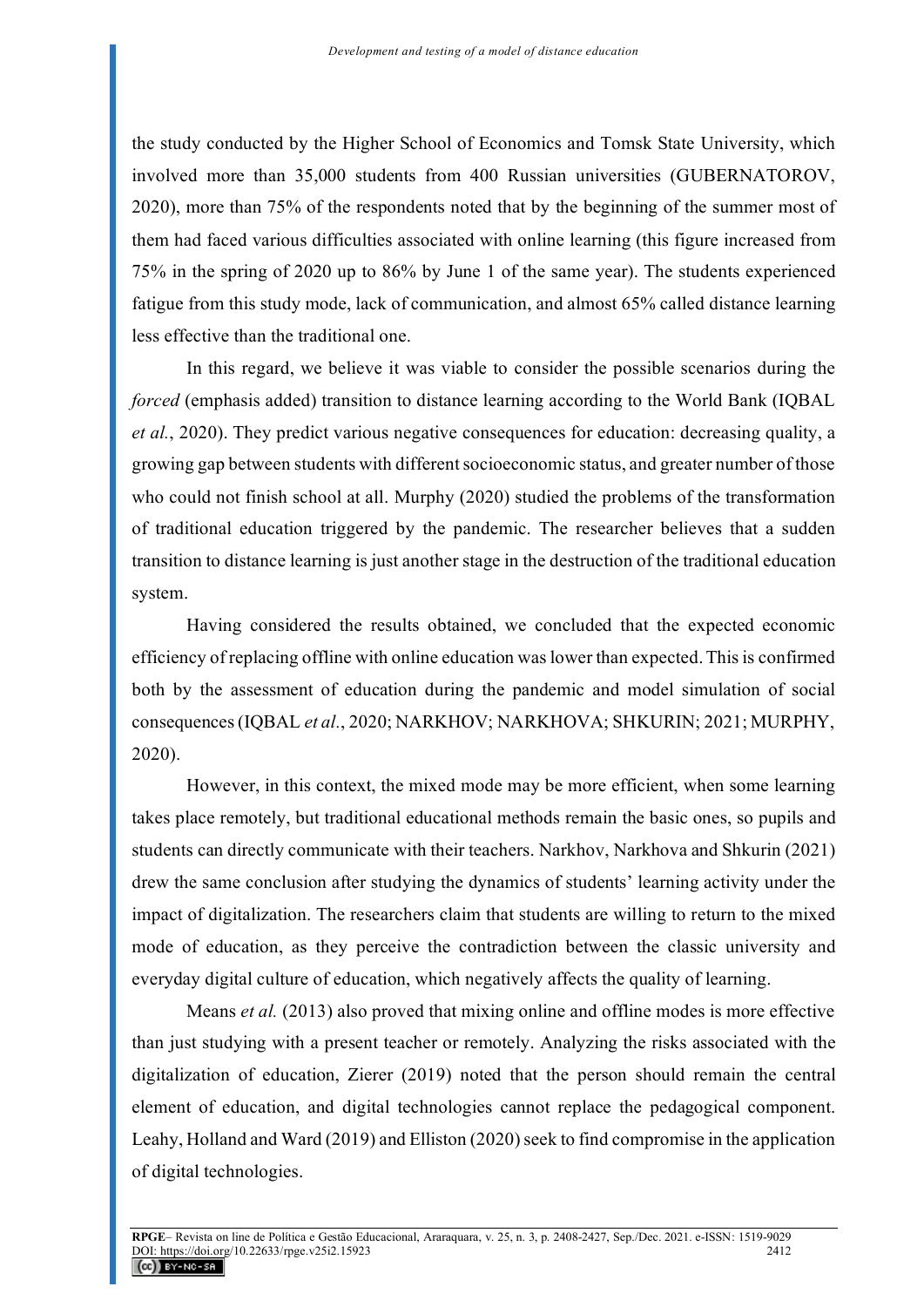the study conducted by the Higher School of Economics and Tomsk State University, which involved more than 35,000 students from 400 Russian universities (GUBERNATOROV, 2020), more than 75% of the respondents noted that by the beginning of the summer most of them had faced various difficulties associated with online learning (this figure increased from 75% in the spring of 2020 up to 86% by June 1 of the same year). The students experienced fatigue from this study mode, lack of communication, and almost 65% called distance learning less effective than the traditional one.

In this regard, we believe it was viable to consider the possible scenarios during the *forced* (emphasis added) transition to distance learning according to the World Bank (IQBAL *et al.*, 2020). They predict various negative consequences for education: decreasing quality, a growing gap between students with different socioeconomic status, and greater number of those who could not finish school at all. Murphy (2020) studied the problems of the transformation of traditional education triggered by the pandemic. The researcher believes that a sudden transition to distance learning is just another stage in the destruction of the traditional education system.

Having considered the results obtained, we concluded that the expected economic efficiency of replacing offline with online education was lower than expected. This is confirmed both by the assessment of education during the pandemic and model simulation of social consequences (IQBAL *et al.*, 2020; NARKHOV; NARKHOVA; SHKURIN; 2021; MURPHY, 2020).

However, in this context, the mixed mode may be more efficient, when some learning takes place remotely, but traditional educational methods remain the basic ones, so pupils and students can directly communicate with their teachers. Narkhov, Narkhova and Shkurin (2021) drew the same conclusion after studying the dynamics of students' learning activity under the impact of digitalization. The researchers claim that students are willing to return to the mixed mode of education, as they perceive the contradiction between the classic university and everyday digital culture of education, which negatively affects the quality of learning.

Means *et al.* (2013) also proved that mixing online and offline modes is more effective than just studying with a present teacher or remotely. Analyzing the risks associated with the digitalization of education, Zierer (2019) noted that the person should remain the central element of education, and digital technologies cannot replace the pedagogical component. Leahy, Holland and Ward (2019) and Elliston (2020) seek to find compromise in the application of digital technologies.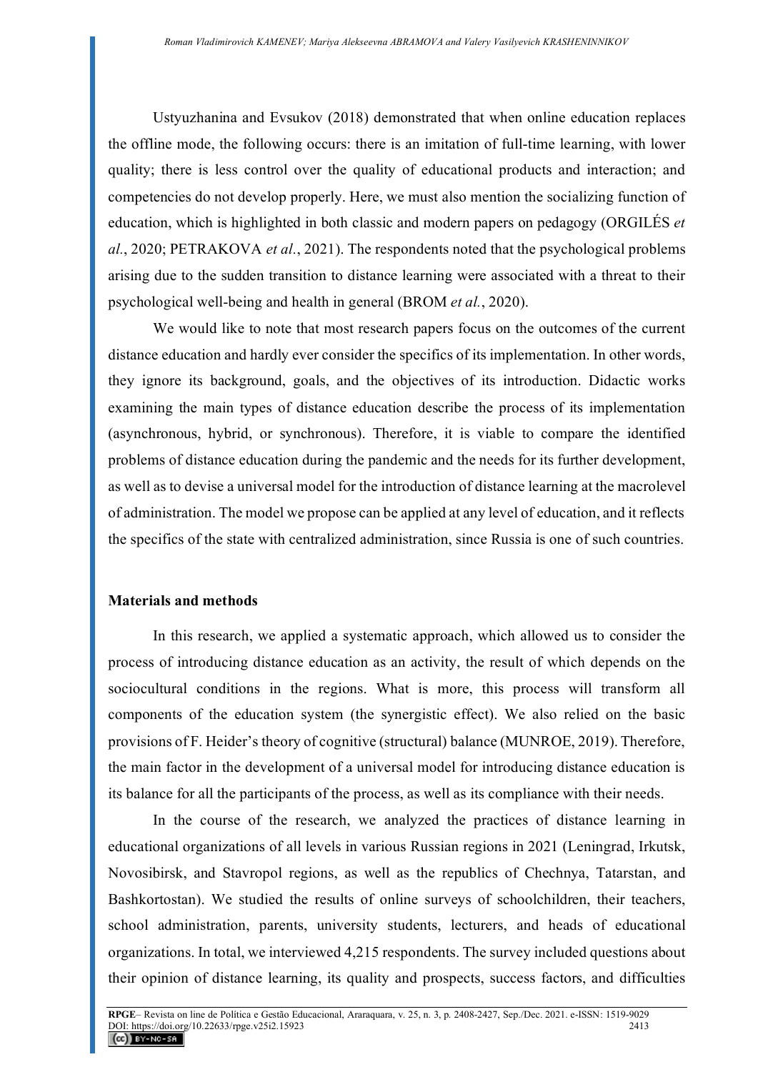Ustyuzhanina and Evsukov (2018) demonstrated that when online education replaces the offline mode, the following occurs: there is an imitation of full-time learning, with lower quality; there is less control over the quality of educational products and interaction; and competencies do not develop properly. Here, we must also mention the socializing function of education, which is highlighted in both classic and modern papers on pedagogy (ORGILÉS *et al.*, 2020; PETRAKOVA *et al.*, 2021). The respondents noted that the psychological problems arising due to the sudden transition to distance learning were associated with a threat to their psychological well-being and health in general (BROM *et al.*, 2020).

We would like to note that most research papers focus on the outcomes of the current distance education and hardly ever consider the specifics of its implementation. In other words, they ignore its background, goals, and the objectives of its introduction. Didactic works examining the main types of distance education describe the process of its implementation (asynchronous, hybrid, or synchronous). Therefore, it is viable to compare the identified problems of distance education during the pandemic and the needs for its further development, as well as to devise a universal model for the introduction of distance learning at the macrolevel of administration. The model we propose can be applied at any level of education, and it reflects the specifics of the state with centralized administration, since Russia is one of such countries.

## Materials and methods

In this research, we applied a systematic approach, which allowed us to consider the process of introducing distance education as an activity, the result of which depends on the sociocultural conditions in the regions. What is more, this process will transform all components of the education system (the synergistic effect). We also relied on the basic provisions of F. Heider's theory of cognitive (structural) balance (MUNROE, 2019). Therefore, the main factor in the development of a universal model for introducing distance education is its balance for all the participants of the process, as well as its compliance with their needs.

In the course of the research, we analyzed the practices of distance learning in educational organizations of all levels in various Russian regions in 2021 (Leningrad, Irkutsk, Novosibirsk, and Stavropol regions, as well as the republics of Chechnya, Tatarstan, and Bashkortostan). We studied the results of online surveys of schoolchildren, their teachers, school administration, parents, university students, lecturers, and heads of educational organizations. In total, we interviewed 4,215 respondents. The survey included questions about their opinion of distance learning, its quality and prospects, success factors, and difficulties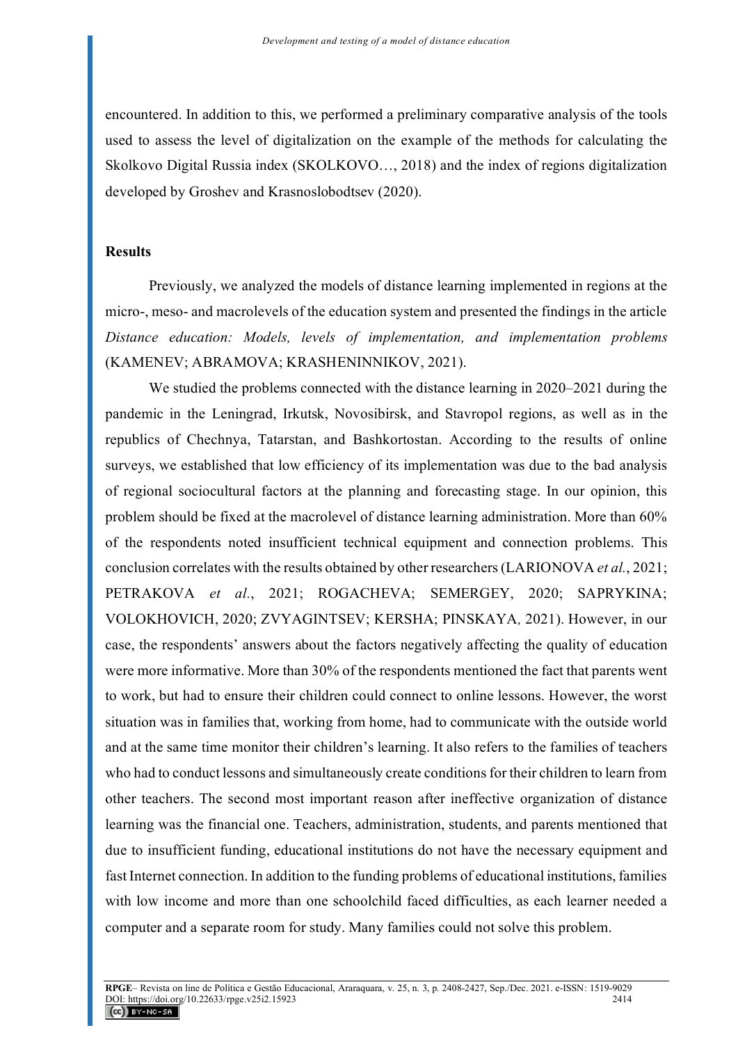encountered. In addition to this, we performed a preliminary comparative analysis of the tools used to assess the level of digitalization on the example of the methods for calculating the Skolkovo Digital Russia index (SKOLKOVO…, 2018) and the index of regions digitalization developed by Groshev and Krasnoslobodtsev (2020).

## Results

Previously, we analyzed the models of distance learning implemented in regions at the micro-, meso- and macrolevels of the education system and presented the findings in the article *Distance education: Models, levels of implementation, and implementation problems* (KAMENEV; ABRAMOVA; KRASHENINNIKOV, 2021).

We studied the problems connected with the distance learning in 2020–2021 during the pandemic in the Leningrad, Irkutsk, Novosibirsk, and Stavropol regions, as well as in the republics of Chechnya, Tatarstan, and Bashkortostan. According to the results of online surveys, we established that low efficiency of its implementation was due to the bad analysis of regional sociocultural factors at the planning and forecasting stage. In our opinion, this problem should be fixed at the macrolevel of distance learning administration. More than 60% of the respondents noted insufficient technical equipment and connection problems. This conclusion correlates with the results obtained by other researchers (LARIONOVA *et al.*, 2021; PETRAKOVA *et al.*, 2021; ROGACHEVA; SEMERGEY, 2020; SAPRYKINA; VOLOKHOVICH, 2020; ZVYAGINTSEV; KERSHA; PINSKAYA*,* 2021). However, in our case, the respondents' answers about the factors negatively affecting the quality of education were more informative. More than 30% of the respondents mentioned the fact that parents went to work, but had to ensure their children could connect to online lessons. However, the worst situation was in families that, working from home, had to communicate with the outside world and at the same time monitor their children's learning. It also refers to the families of teachers who had to conduct lessons and simultaneously create conditions for their children to learn from other teachers. The second most important reason after ineffective organization of distance learning was the financial one. Teachers, administration, students, and parents mentioned that due to insufficient funding, educational institutions do not have the necessary equipment and fast Internet connection. In addition to the funding problems of educational institutions, families with low income and more than one schoolchild faced difficulties, as each learner needed a computer and a separate room for study. Many families could not solve this problem.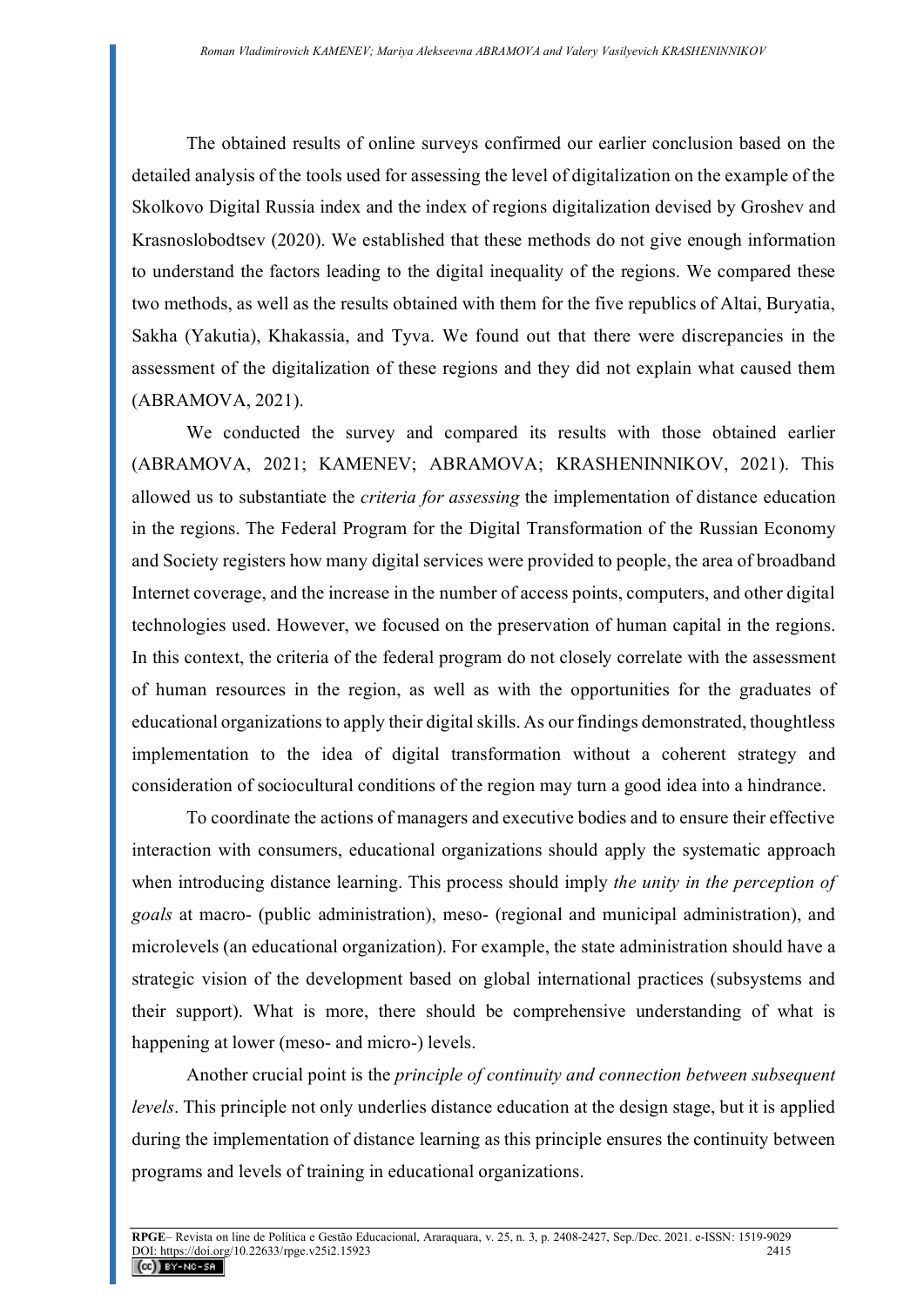The obtained results of online surveys confirmed our earlier conclusion based on the detailed analysis of the tools used for assessing the level of digitalization on the example of the Skolkovo Digital Russia index and the index of regions digitalization devised by Groshev and Krasnoslobodtsev (2020). We established that these methods do not give enough information to understand the factors leading to the digital inequality of the regions. We compared these two methods, as well as the results obtained with them for the five republics of Altai, Buryatia, Sakha (Yakutia), Khakassia, and Tyva. We found out that there were discrepancies in the assessment of the digitalization of these regions and they did not explain what caused them (ABRAMOVA, 2021).

We conducted the survey and compared its results with those obtained earlier (ABRAMOVA, 2021; KAMENEV; ABRAMOVA; KRASHENINNIKOV, 2021). This allowed us to substantiate the *criteria for assessing* the implementation of distance education in the regions. The Federal Program for the Digital Transformation of the Russian Economy and Society registers how many digital services were provided to people, the area of broadband Internet coverage, and the increase in the number of access points, computers, and other digital technologies used. However, we focused on the preservation of human capital in the regions. In this context, the criteria of the federal program do not closely correlate with the assessment of human resources in the region, as well as with the opportunities for the graduates of educational organizations to apply their digital skills. As our findings demonstrated, thoughtless implementation to the idea of digital transformation without a coherent strategy and consideration of sociocultural conditions of the region may turn a good idea into a hindrance.

To coordinate the actions of managers and executive bodies and to ensure their effective interaction with consumers, educational organizations should apply the systematic approach when introducing distance learning. This process should imply *the unity in the perception of goals* at macro- (public administration), meso- (regional and municipal administration), and microlevels (an educational organization). For example, the state administration should have a strategic vision of the development based on global international practices (subsystems and their support). What is more, there should be comprehensive understanding of what is happening at lower (meso- and micro-) levels.

Another crucial point is the *principle of continuity and connection between subsequent levels*. This principle not only underlies distance education at the design stage, but it is applied during the implementation of distance learning as this principle ensures the continuity between programs and levels of training in educational organizations.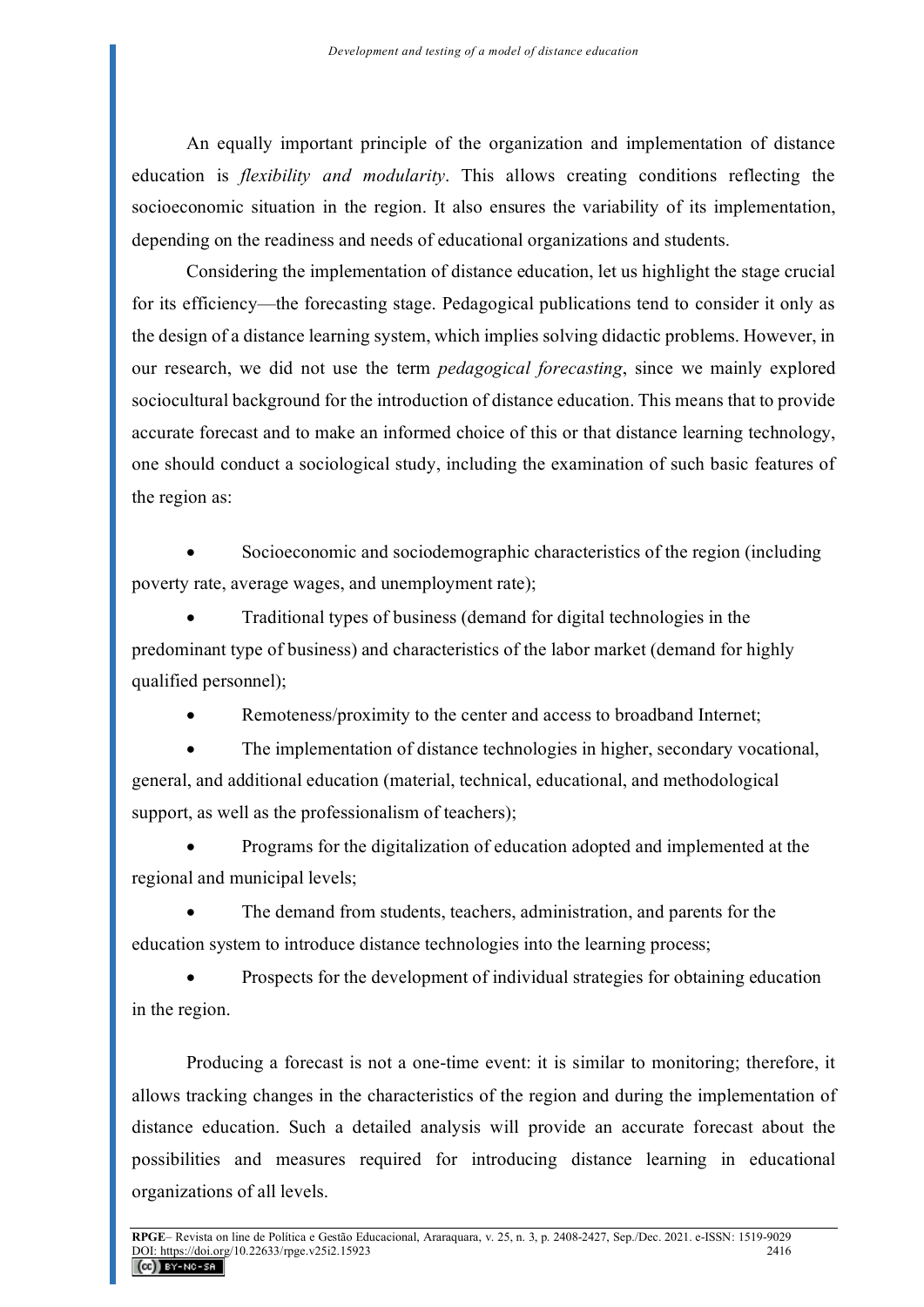An equally important principle of the organization and implementation of distance education is *flexibility and modularity*. This allows creating conditions reflecting the socioeconomic situation in the region. It also ensures the variability of its implementation, depending on the readiness and needs of educational organizations and students.

Considering the implementation of distance education, let us highlight the stage crucial for its efficiency—the forecasting stage. Pedagogical publications tend to consider it only as the design of a distance learning system, which implies solving didactic problems. However, in our research, we did not use the term *pedagogical forecasting*, since we mainly explored sociocultural background for the introduction of distance education. This means that to provide accurate forecast and to make an informed choice of this or that distance learning technology, one should conduct a sociological study, including the examination of such basic features of the region as:

- Socioeconomic and sociodemographic characteristics of the region (including poverty rate, average wages, and unemployment rate);
- Traditional types of business (demand for digital technologies in the predominant type of business) and characteristics of the labor market (demand for highly qualified personnel);
- Remoteness/proximity to the center and access to broadband Internet;
- The implementation of distance technologies in higher, secondary vocational, general, and additional education (material, technical, educational, and methodological support, as well as the professionalism of teachers);
- Programs for the digitalization of education adopted and implemented at the regional and municipal levels;
- The demand from students, teachers, administration, and parents for the education system to introduce distance technologies into the learning process;
- Prospects for the development of individual strategies for obtaining education in the region.

Producing a forecast is not a one-time event: it is similar to monitoring; therefore, it allows tracking changes in the characteristics of the region and during the implementation of distance education. Such a detailed analysis will provide an accurate forecast about the possibilities and measures required for introducing distance learning in educational organizations of all levels.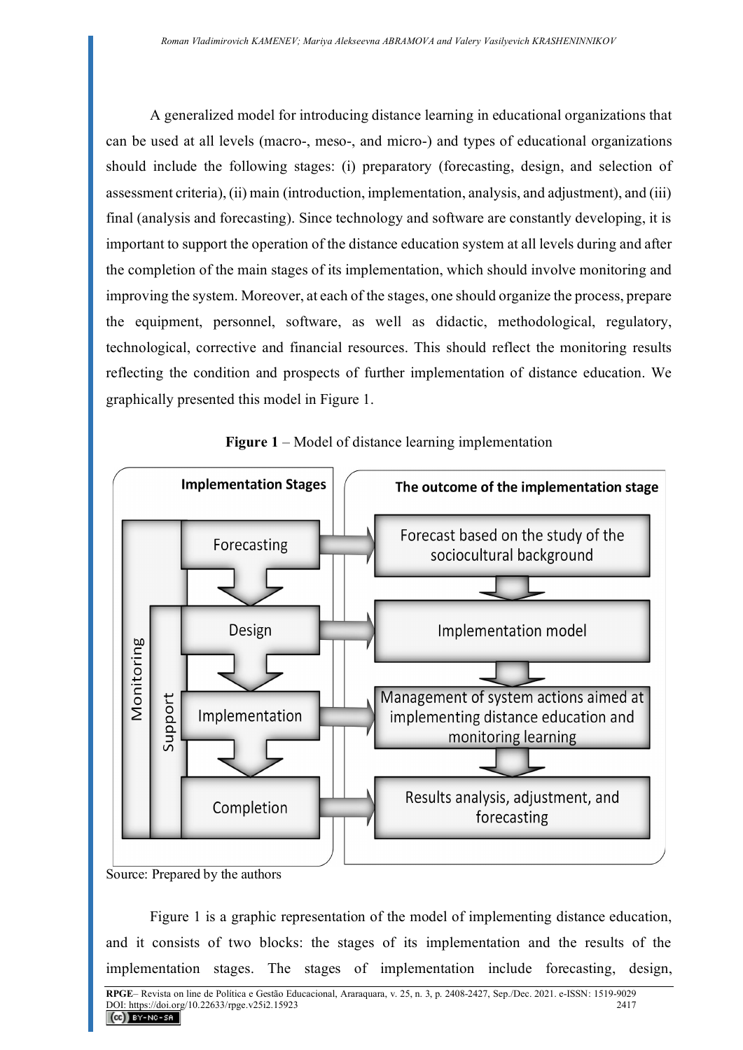A generalized model for introducing distance learning in educational organizations that can be used at all levels (macro-, meso-, and micro-) and types of educational organizations should include the following stages: (i) preparatory (forecasting, design, and selection of assessment criteria), (ii) main (introduction, implementation, analysis, and adjustment), and (iii) final (analysis and forecasting). Since technology and software are constantly developing, it is important to support the operation of the distance education system at all levels during and after the completion of the main stages of its implementation, which should involve monitoring and improving the system. Moreover, at each of the stages, one should organize the process, prepare the equipment, personnel, software, as well as didactic, methodological, regulatory, technological, corrective and financial resources. This should reflect the monitoring results reflecting the condition and prospects of further implementation of distance education. We graphically presented this model in Figure 1.

**Figure 1** – Model of distance learning implementation

| Implementation Stages | The outcome of the implementation stage |
|---|---|
| Forecasting | Forecast based on the study of the sociocultural background |
| Design | Implementation model |
| Implementation | Management of system actions aimed at implementing distance education and monitoring learning |
| Completion | Results analysis, adjustment, and forecasting |

(Monitoring spans all stages; Support spans Design through Completion.)

Source: Prepared by the authors

Figure 1 is a graphic representation of the model of implementing distance education, and it consists of two blocks: the stages of its implementation and the results of the implementation stages. The stages of implementation include forecasting, design,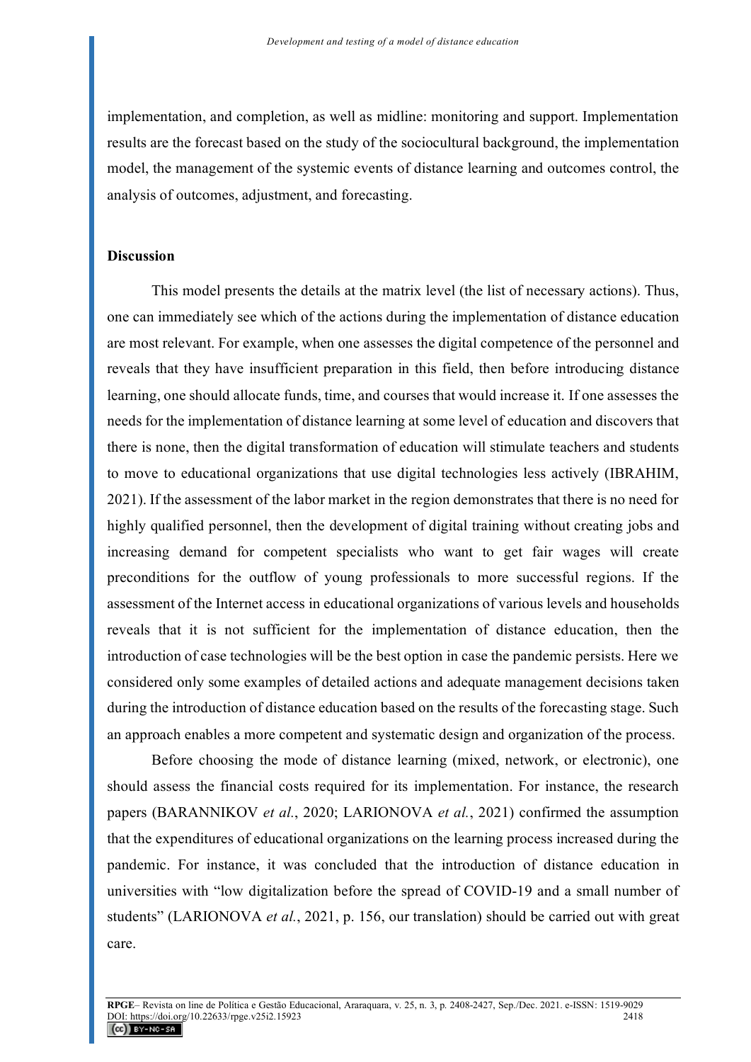implementation, and completion, as well as midline: monitoring and support. Implementation results are the forecast based on the study of the sociocultural background, the implementation model, the management of the systemic events of distance learning and outcomes control, the analysis of outcomes, adjustment, and forecasting.

## Discussion

This model presents the details at the matrix level (the list of necessary actions). Thus, one can immediately see which of the actions during the implementation of distance education are most relevant. For example, when one assesses the digital competence of the personnel and reveals that they have insufficient preparation in this field, then before introducing distance learning, one should allocate funds, time, and courses that would increase it. If one assesses the needs for the implementation of distance learning at some level of education and discovers that there is none, then the digital transformation of education will stimulate teachers and students to move to educational organizations that use digital technologies less actively (IBRAHIM, 2021). If the assessment of the labor market in the region demonstrates that there is no need for highly qualified personnel, then the development of digital training without creating jobs and increasing demand for competent specialists who want to get fair wages will create preconditions for the outflow of young professionals to more successful regions. If the assessment of the Internet access in educational organizations of various levels and households reveals that it is not sufficient for the implementation of distance education, then the introduction of case technologies will be the best option in case the pandemic persists. Here we considered only some examples of detailed actions and adequate management decisions taken during the introduction of distance education based on the results of the forecasting stage. Such an approach enables a more competent and systematic design and organization of the process.

Before choosing the mode of distance learning (mixed, network, or electronic), one should assess the financial costs required for its implementation. For instance, the research papers (BARANNIKOV *et al.*, 2020; LARIONOVA *et al.*, 2021) confirmed the assumption that the expenditures of educational organizations on the learning process increased during the pandemic. For instance, it was concluded that the introduction of distance education in universities with "low digitalization before the spread of COVID-19 and a small number of students" (LARIONOVA *et al.*, 2021, p. 156, our translation) should be carried out with great care.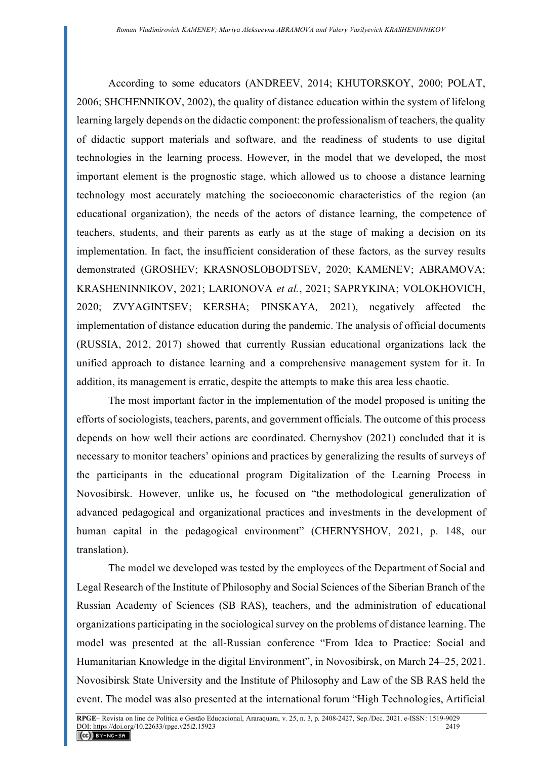According to some educators (ANDREEV, 2014; KHUTORSKOY, 2000; POLAT, 2006; SHCHENNIKOV, 2002), the quality of distance education within the system of lifelong learning largely depends on the didactic component: the professionalism of teachers, the quality of didactic support materials and software, and the readiness of students to use digital technologies in the learning process. However, in the model that we developed, the most important element is the prognostic stage, which allowed us to choose a distance learning technology most accurately matching the socioeconomic characteristics of the region (an educational organization), the needs of the actors of distance learning, the competence of teachers, students, and their parents as early as at the stage of making a decision on its implementation. In fact, the insufficient consideration of these factors, as the survey results demonstrated (GROSHEV; KRASNOSLOBODTSEV, 2020; KAMENEV; ABRAMOVA; KRASHENINNIKOV, 2021; LARIONOVA *et al.*, 2021; SAPRYKINA; VOLOKHOVICH, 2020; ZVYAGINTSEV; KERSHA; PINSKAYA*,* 2021), negatively affected the implementation of distance education during the pandemic. The analysis of official documents (RUSSIA, 2012, 2017) showed that currently Russian educational organizations lack the unified approach to distance learning and a comprehensive management system for it. In addition, its management is erratic, despite the attempts to make this area less chaotic.

The most important factor in the implementation of the model proposed is uniting the efforts of sociologists, teachers, parents, and government officials. The outcome of this process depends on how well their actions are coordinated. Chernyshov (2021) concluded that it is necessary to monitor teachers' opinions and practices by generalizing the results of surveys of the participants in the educational program Digitalization of the Learning Process in Novosibirsk. However, unlike us, he focused on "the methodological generalization of advanced pedagogical and organizational practices and investments in the development of human capital in the pedagogical environment" (CHERNYSHOV, 2021, p. 148, our translation).

The model we developed was tested by the employees of the Department of Social and Legal Research of the Institute of Philosophy and Social Sciences of the Siberian Branch of the Russian Academy of Sciences (SB RAS), teachers, and the administration of educational organizations participating in the sociological survey on the problems of distance learning. The model was presented at the all-Russian conference "From Idea to Practice: Social and Humanitarian Knowledge in the digital Environment", in Novosibirsk, on March 24–25, 2021. Novosibirsk State University and the Institute of Philosophy and Law of the SB RAS held the event. The model was also presented at the international forum "High Technologies, Artificial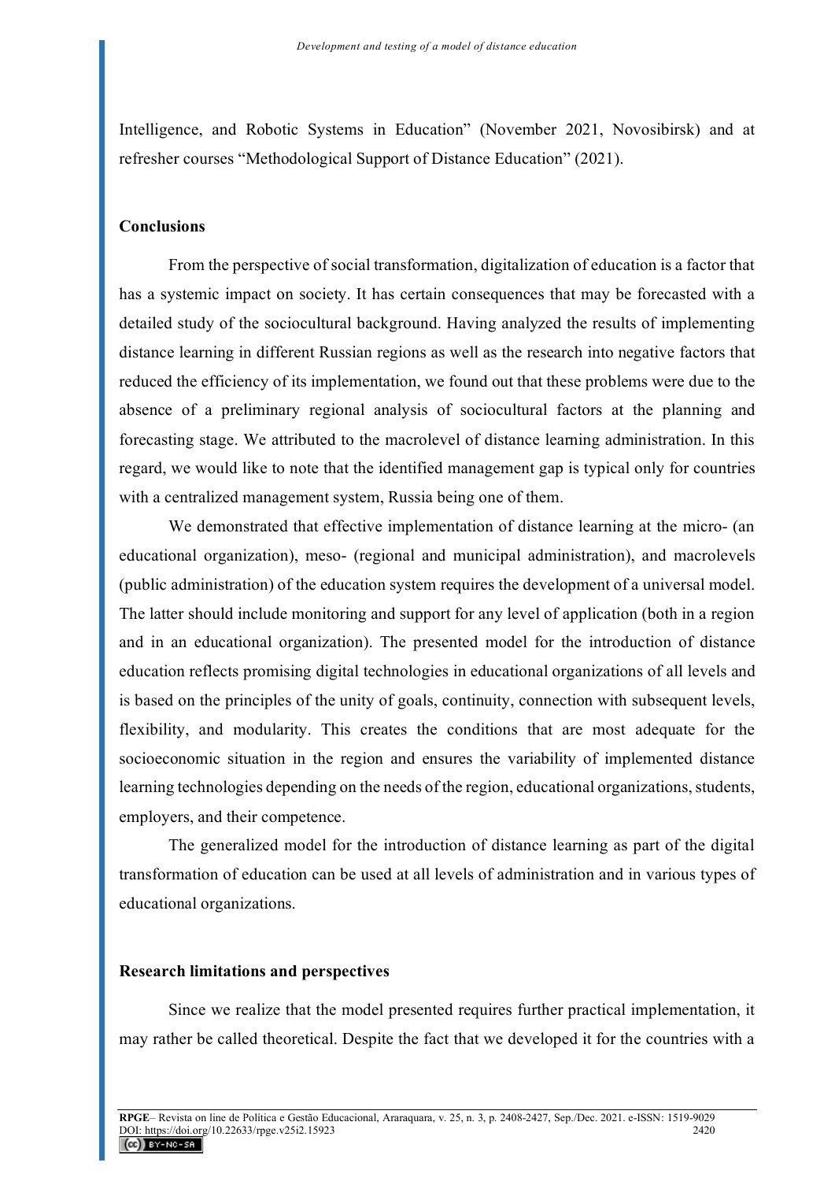Intelligence, and Robotic Systems in Education" (November 2021, Novosibirsk) and at refresher courses "Methodological Support of Distance Education" (2021).

## Conclusions

From the perspective of social transformation, digitalization of education is a factor that has a systemic impact on society. It has certain consequences that may be forecasted with a detailed study of the sociocultural background. Having analyzed the results of implementing distance learning in different Russian regions as well as the research into negative factors that reduced the efficiency of its implementation, we found out that these problems were due to the absence of a preliminary regional analysis of sociocultural factors at the planning and forecasting stage. We attributed to the macrolevel of distance learning administration. In this regard, we would like to note that the identified management gap is typical only for countries with a centralized management system, Russia being one of them.

We demonstrated that effective implementation of distance learning at the micro- (an educational organization), meso- (regional and municipal administration), and macrolevels (public administration) of the education system requires the development of a universal model. The latter should include monitoring and support for any level of application (both in a region and in an educational organization). The presented model for the introduction of distance education reflects promising digital technologies in educational organizations of all levels and is based on the principles of the unity of goals, continuity, connection with subsequent levels, flexibility, and modularity. This creates the conditions that are most adequate for the socioeconomic situation in the region and ensures the variability of implemented distance learning technologies depending on the needs of the region, educational organizations, students, employers, and their competence.

The generalized model for the introduction of distance learning as part of the digital transformation of education can be used at all levels of administration and in various types of educational organizations.

## Research limitations and perspectives

Since we realize that the model presented requires further practical implementation, it may rather be called theoretical. Despite the fact that we developed it for the countries with a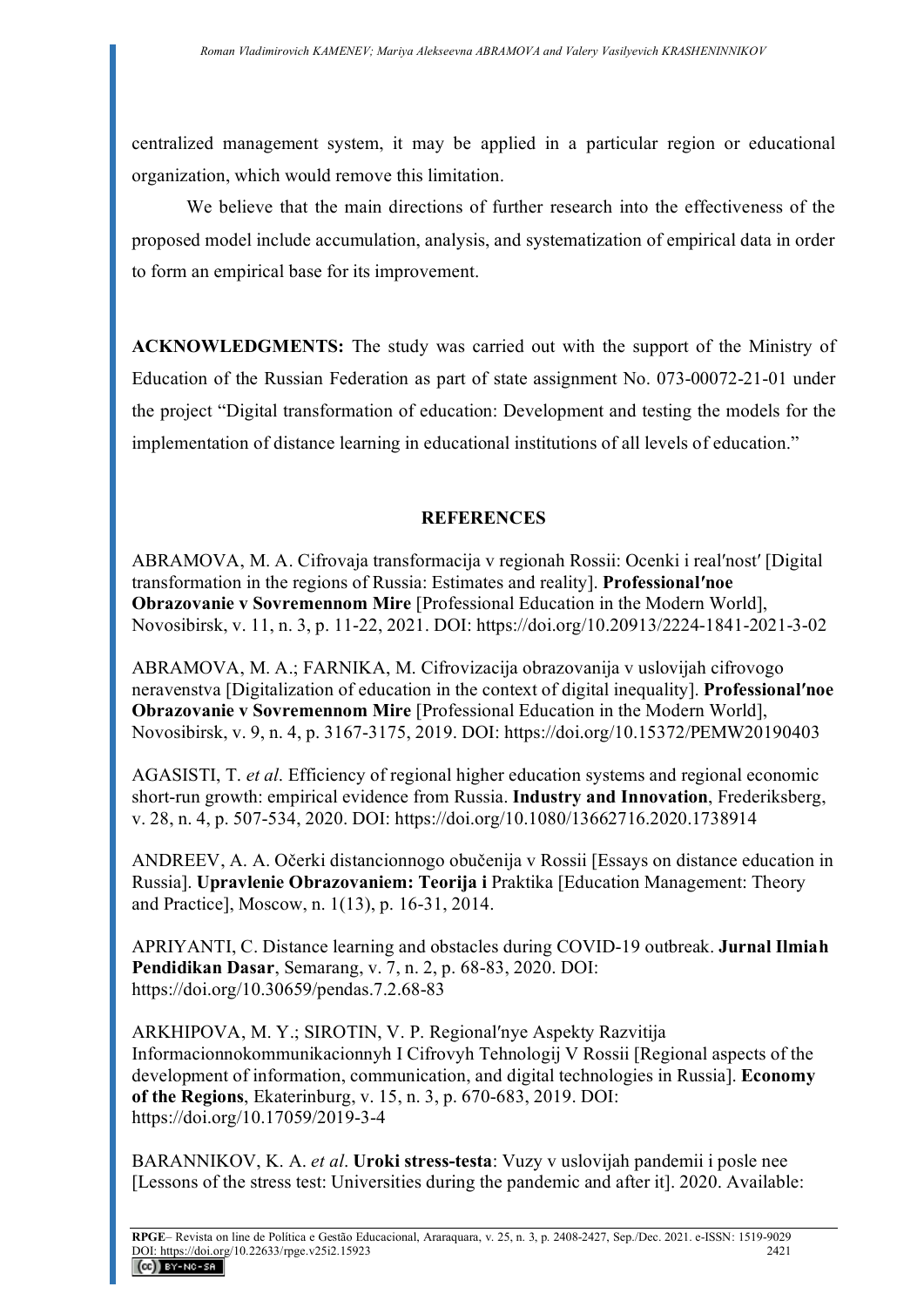centralized management system, it may be applied in a particular region or educational organization, which would remove this limitation.

We believe that the main directions of further research into the effectiveness of the proposed model include accumulation, analysis, and systematization of empirical data in order to form an empirical base for its improvement.

**ACKNOWLEDGMENTS:** The study was carried out with the support of the Ministry of Education of the Russian Federation as part of state assignment No. 073-00072-21-01 under the project "Digital transformation of education: Development and testing the models for the implementation of distance learning in educational institutions of all levels of education."

## REFERENCES

ABRAMOVA, M. A. Cifrovaja transformacija v regionah Rossii: Ocenki i real′nost′ [Digital transformation in the regions of Russia: Estimates and reality]. **Professional′noe Obrazovanie v Sovremennom Mire** [Professional Education in the Modern World], Novosibirsk, v. 11, n. 3, p. 11-22, 2021. DOI: https://doi.org/10.20913/2224-1841-2021-3-02

ABRAMOVA, M. A.; FARNIKA, M. Cifrovizacija obrazovanija v uslovijah cifrovogo neravenstva [Digitalization of education in the context of digital inequality]. **Professional′noe Obrazovanie v Sovremennom Mire** [Professional Education in the Modern World], Novosibirsk, v. 9, n. 4, p. 3167-3175, 2019. DOI: https://doi.org/10.15372/PEMW20190403

AGASISTI, T. *et al*. Efficiency of regional higher education systems and regional economic short-run growth: empirical evidence from Russia. **Industry and Innovation**, Frederiksberg, v. 28, n. 4, p. 507-534, 2020. DOI: https://doi.org/10.1080/13662716.2020.1738914

ANDREEV, A. A. Očerki distancionnogo obučenija v Rossii [Essays on distance education in Russia]. **Upravlenie Obrazovaniem: Teorija i** Praktika [Education Management: Theory and Practice], Moscow, n. 1(13), p. 16-31, 2014.

APRIYANTI, C. Distance learning and obstacles during COVID-19 outbreak. **Jurnal Ilmiah Pendidikan Dasar**, Semarang, v. 7, n. 2, p. 68-83, 2020. DOI: https://doi.org/10.30659/pendas.7.2.68-83

ARKHIPOVA, M. Y.; SIROTIN, V. P. Regional′nye Aspekty Razvitija Informacionnokommunikacionnyh I Cifrovyh Tehnologij V Rossii [Regional aspects of the development of information, communication, and digital technologies in Russia]. **Economy of the Regions**, Ekaterinburg, v. 15, n. 3, p. 670-683, 2019. DOI: https://doi.org/10.17059/2019-3-4

BARANNIKOV, K. A. *et al*. **Uroki stress-testa**: Vuzy v uslovijah pandemii i posle nee [Lessons of the stress test: Universities during the pandemic and after it]. 2020. Available: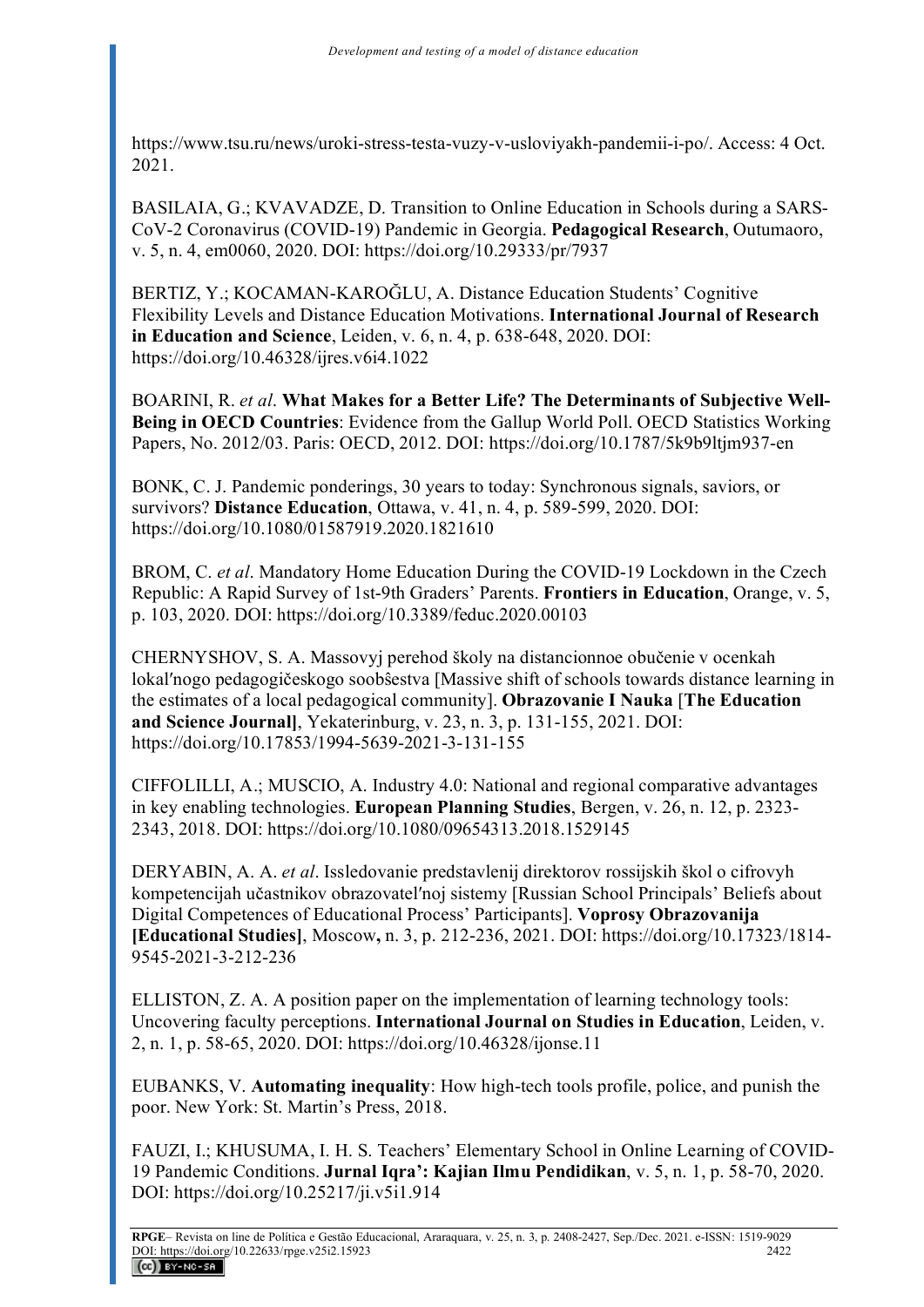https://www.tsu.ru/news/uroki-stress-testa-vuzy-v-usloviyakh-pandemii-i-po/. Access: 4 Oct. 2021.

BASILAIA, G.; KVAVADZE, D. Transition to Online Education in Schools during a SARS-CoV-2 Coronavirus (COVID-19) Pandemic in Georgia. **Pedagogical Research**, Outumaoro, v. 5, n. 4, em0060, 2020. DOI: https://doi.org/10.29333/pr/7937

BERTIZ, Y.; KOCAMAN-KAROĞLU, A. Distance Education Students' Cognitive Flexibility Levels and Distance Education Motivations. **International Journal of Research in Education and Science**, Leiden, v. 6, n. 4, p. 638-648, 2020. DOI: https://doi.org/10.46328/ijres.v6i4.1022

BOARINI, R. *et al*. **What Makes for a Better Life? The Determinants of Subjective Well-Being in OECD Countries**: Evidence from the Gallup World Poll. OECD Statistics Working Papers, No. 2012/03. Paris: OECD, 2012. DOI: https://doi.org/10.1787/5k9b9ltjm937-en

BONK, C. J. Pandemic ponderings, 30 years to today: Synchronous signals, saviors, or survivors? **Distance Education**, Ottawa, v. 41, n. 4, p. 589-599, 2020. DOI: https://doi.org/10.1080/01587919.2020.1821610

BROM, C. *et al*. Mandatory Home Education During the COVID-19 Lockdown in the Czech Republic: A Rapid Survey of 1st-9th Graders' Parents. **Frontiers in Education**, Orange, v. 5, p. 103, 2020. DOI: https://doi.org/10.3389/feduc.2020.00103

CHERNYSHOV, S. A. Massovyj perehod školy na distancionnoe obučenie v ocenkah lokal′nogo pedagogičeskogo soobŝestva [Massive shift of schools towards distance learning in the estimates of a local pedagogical community]. **Obrazovanie I Nauka** [**The Education and Science Journal]**, Yekaterinburg, v. 23, n. 3, p. 131-155, 2021. DOI: https://doi.org/10.17853/1994-5639-2021-3-131-155

CIFFOLILLI, A.; MUSCIO, A. Industry 4.0: National and regional comparative advantages in key enabling technologies. **European Planning Studies**, Bergen, v. 26, n. 12, p. 2323-2343, 2018. DOI: https://doi.org/10.1080/09654313.2018.1529145

DERYABIN, A. A. *et al*. Issledovanie predstavlenij direktorov rossijskih škol o cifrovyh kompetencijah učastnikov obrazovatel′noj sistemy [Russian School Principals' Beliefs about Digital Competences of Educational Process' Participants]. **Voprosy Obrazovanija [Educational Studies]**, Moscow**,** n. 3, p. 212-236, 2021. DOI: https://doi.org/10.17323/1814-9545-2021-3-212-236

ELLISTON, Z. A. A position paper on the implementation of learning technology tools: Uncovering faculty perceptions. **International Journal on Studies in Education**, Leiden, v. 2, n. 1, p. 58-65, 2020. DOI: https://doi.org/10.46328/ijonse.11

EUBANKS, V. **Automating inequality**: How high-tech tools profile, police, and punish the poor. New York: St. Martin's Press, 2018.

FAUZI, I.; KHUSUMA, I. H. S. Teachers' Elementary School in Online Learning of COVID-19 Pandemic Conditions. **Jurnal Iqra': Kajian Ilmu Pendidikan**, v. 5, n. 1, p. 58-70, 2020. DOI: https://doi.org/10.25217/ji.v5i1.914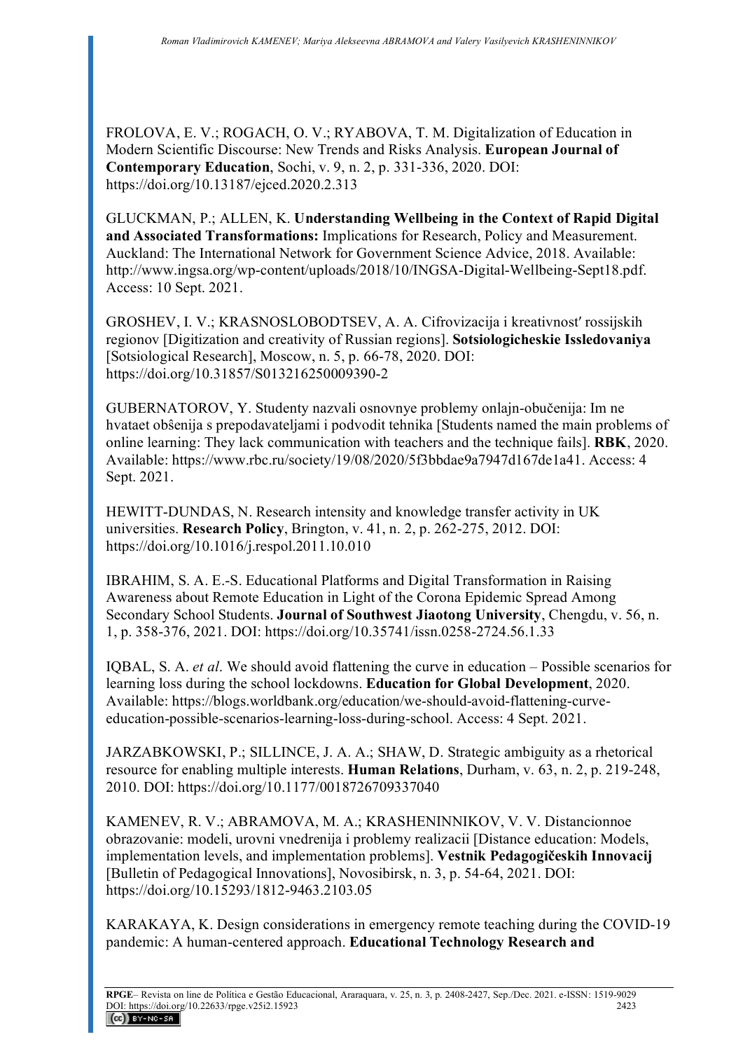FROLOVA, E. V.; ROGACH, O. V.; RYABOVA, T. M. Digitalization of Education in Modern Scientific Discourse: New Trends and Risks Analysis. **European Journal of Contemporary Education**, Sochi, v. 9, n. 2, p. 331-336, 2020. DOI: https://doi.org/10.13187/ejced.2020.2.313

GLUCKMAN, P.; ALLEN, K. **Understanding Wellbeing in the Context of Rapid Digital and Associated Transformations:** Implications for Research, Policy and Measurement. Auckland: The International Network for Government Science Advice, 2018. Available: http://www.ingsa.org/wp-content/uploads/2018/10/INGSA-Digital-Wellbeing-Sept18.pdf. Access: 10 Sept. 2021.

GROSHEV, I. V.; KRASNOSLOBODTSEV, A. A. Cifrovizacija i kreativnost′ rossijskih regionov [Digitization and creativity of Russian regions]. **Sotsiologicheskie Issledovaniya** [Sotsiological Research], Moscow, n. 5, p. 66-78, 2020. DOI: https://doi.org/10.31857/S013216250009390-2

GUBERNATOROV, Y. Studenty nazvali osnovnye problemy onlajn-obučenija: Im ne hvataet obŝenija s prepodavateljami i podvodit tehnika [Students named the main problems of online learning: They lack communication with teachers and the technique fails]. **RBK**, 2020. Available: https://www.rbc.ru/society/19/08/2020/5f3bbdae9a7947d167de1a41. Access: 4 Sept. 2021.

HEWITT-DUNDAS, N. Research intensity and knowledge transfer activity in UK universities. **Research Policy**, Brington, v. 41, n. 2, p. 262-275, 2012. DOI: https://doi.org/10.1016/j.respol.2011.10.010

IBRAHIM, S. A. E.-S. Educational Platforms and Digital Transformation in Raising Awareness about Remote Education in Light of the Corona Epidemic Spread Among Secondary School Students. **Journal of Southwest Jiaotong University**, Chengdu, v. 56, n. 1, p. 358-376, 2021. DOI: https://doi.org/10.35741/issn.0258-2724.56.1.33

IQBAL, S. A. *et al*. We should avoid flattening the curve in education – Possible scenarios for learning loss during the school lockdowns. **Education for Global Development**, 2020. Available: https://blogs.worldbank.org/education/we-should-avoid-flattening-curve-education-possible-scenarios-learning-loss-during-school. Access: 4 Sept. 2021.

JARZABKOWSKI, P.; SILLINCE, J. A. A.; SHAW, D. Strategic ambiguity as a rhetorical resource for enabling multiple interests. **Human Relations**, Durham, v. 63, n. 2, p. 219-248, 2010. DOI: https://doi.org/10.1177/0018726709337040

KAMENEV, R. V.; ABRAMOVA, M. A.; KRASHENINNIKOV, V. V. Distancionnoe obrazovanie: modeli, urovni vnedrenija i problemy realizacii [Distance education: Models, implementation levels, and implementation problems]. **Vestnik Pedagogičeskih Innovacij** [Bulletin of Pedagogical Innovations], Novosibirsk, n. 3, p. 54-64, 2021. DOI: https://doi.org/10.15293/1812-9463.2103.05

KARAKAYA, K. Design considerations in emergency remote teaching during the COVID-19 pandemic: A human-centered approach. **Educational Technology Research and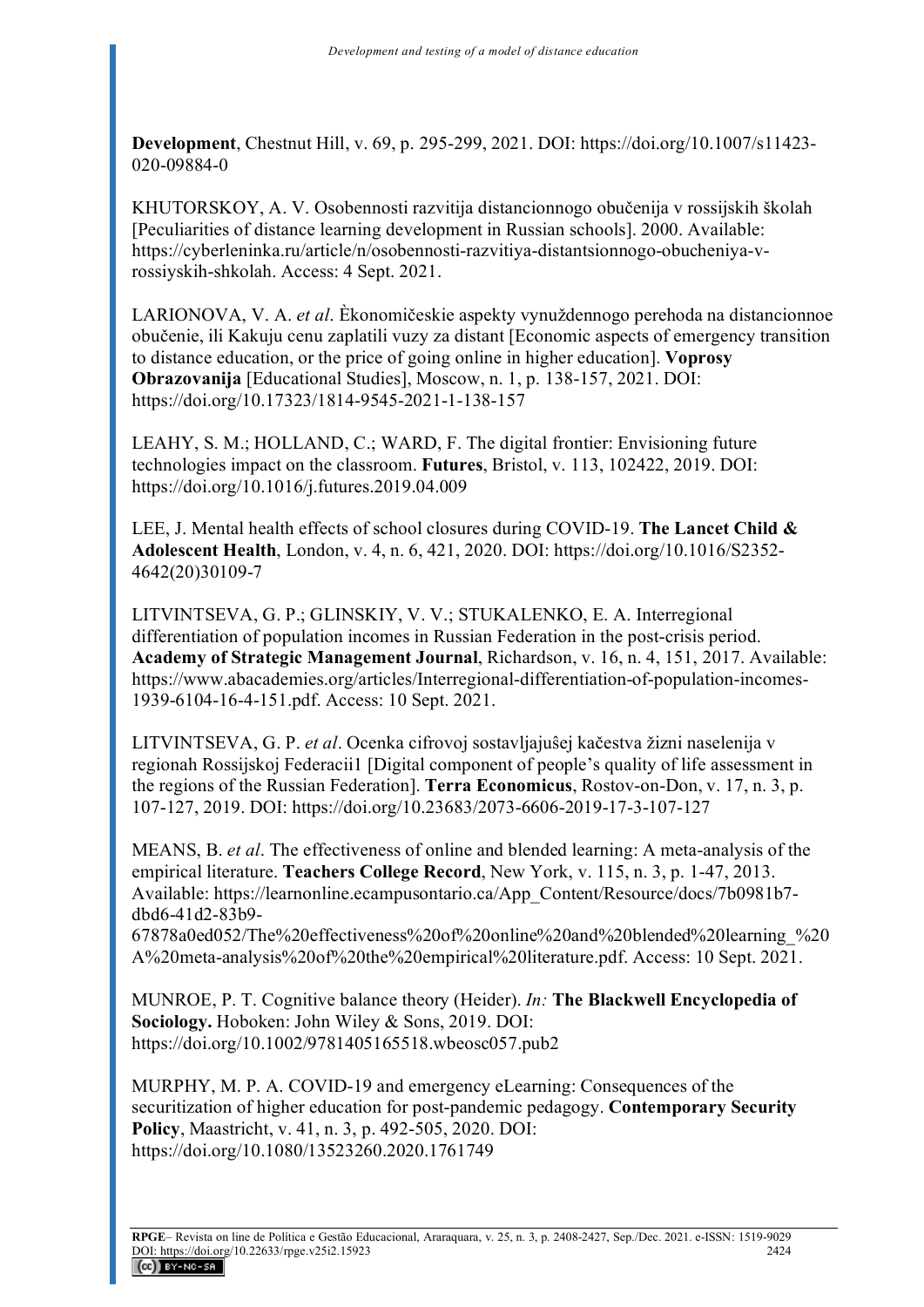**Development**, Chestnut Hill, v. 69, p. 295-299, 2021. DOI: https://doi.org/10.1007/s11423-020-09884-0

KHUTORSKOY, A. V. Osobennosti razvitija distancionnogo obučenija v rossijskih školah [Peculiarities of distance learning development in Russian schools]. 2000. Available: https://cyberleninka.ru/article/n/osobennosti-razvitiya-distantsionnogo-obucheniya-v-rossiyskih-shkolah. Access: 4 Sept. 2021.

LARIONOVA, V. A. *et al*. Èkonomičeskie aspekty vynuždennogo perehoda na distancionnoe obučenie, ili Kakuju cenu zaplatili vuzy za distant [Economic aspects of emergency transition to distance education, or the price of going online in higher education]. **Voprosy Obrazovanija** [Educational Studies], Moscow, n. 1, p. 138-157, 2021. DOI: https://doi.org/10.17323/1814-9545-2021-1-138-157

LEAHY, S. M.; HOLLAND, C.; WARD, F. The digital frontier: Envisioning future technologies impact on the classroom. **Futures**, Bristol, v. 113, 102422, 2019. DOI: https://doi.org/10.1016/j.futures.2019.04.009

LEE, J. Mental health effects of school closures during COVID-19. **The Lancet Child & Adolescent Health**, London, v. 4, n. 6, 421, 2020. DOI: https://doi.org/10.1016/S2352-4642(20)30109-7

LITVINTSEVA, G. P.; GLINSKIY, V. V.; STUKALENKO, E. A. Interregional differentiation of population incomes in Russian Federation in the post-crisis period. **Academy of Strategic Management Journal**, Richardson, v. 16, n. 4, 151, 2017. Available: https://www.abacademies.org/articles/Interregional-differentiation-of-population-incomes-1939-6104-16-4-151.pdf. Access: 10 Sept. 2021.

LITVINTSEVA, G. P. *et al*. Ocenka cifrovoj sostavljajušej kačestva žizni naselenija v regionah Rossijskoj Federacii1 [Digital component of people's quality of life assessment in the regions of the Russian Federation]. **Terra Economicus**, Rostov-on-Don, v. 17, n. 3, p. 107-127, 2019. DOI: https://doi.org/10.23683/2073-6606-2019-17-3-107-127

MEANS, B. *et al*. The effectiveness of online and blended learning: A meta-analysis of the empirical literature. **Teachers College Record**, New York, v. 115, n. 3, p. 1-47, 2013. Available: https://learnonline.ecampusontario.ca/App_Content/Resource/docs/7b0981b7-dbd6-41d2-83b9-67878a0ed052/The%20effectiveness%20of%20online%20and%20blended%20learning_%20A%20meta-analysis%20of%20the%20empirical%20literature.pdf. Access: 10 Sept. 2021.

MUNROE, P. T. Cognitive balance theory (Heider). *In:* **The Blackwell Encyclopedia of Sociology.** Hoboken: John Wiley & Sons, 2019. DOI: https://doi.org/10.1002/9781405165518.wbeosc057.pub2

MURPHY, M. P. A. COVID-19 and emergency eLearning: Consequences of the securitization of higher education for post-pandemic pedagogy. **Contemporary Security Policy**, Maastricht, v. 41, n. 3, p. 492-505, 2020. DOI: https://doi.org/10.1080/13523260.2020.1761749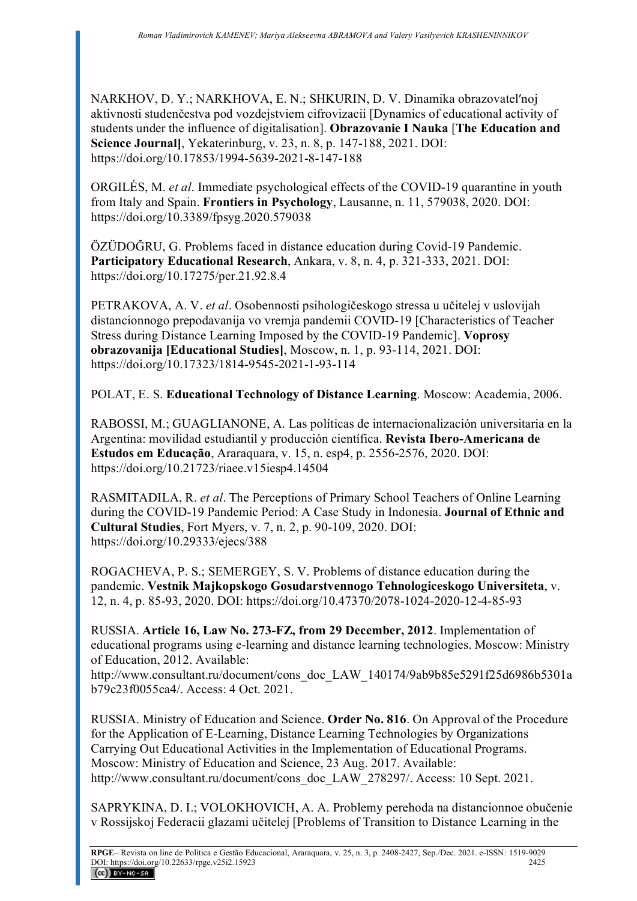NARKHOV, D. Y.; NARKHOVA, E. N.; SHKURIN, D. V. Dinamika obrazovatel′noj aktivnosti studenčestva pod vozdejstviem cifrovizacii [Dynamics of educational activity of students under the influence of digitalisation]. **Obrazovanie I Nauka** [**The Education and Science Journal]**, Yekaterinburg, v. 23, n. 8, p. 147-188, 2021. DOI: https://doi.org/10.17853/1994-5639-2021-8-147-188

ORGILÉS, M. *et al*. Immediate psychological effects of the COVID-19 quarantine in youth from Italy and Spain. **Frontiers in Psychology**, Lausanne, n. 11, 579038, 2020. DOI: https://doi.org/10.3389/fpsyg.2020.579038

ÖZÜDOĞRU, G. Problems faced in distance education during Covid-19 Pandemic. **Participatory Educational Research**, Ankara, v. 8, n. 4, p. 321-333, 2021. DOI: https://doi.org/10.17275/per.21.92.8.4

PETRAKOVA, A. V. *et al*. Osobennosti psihologičeskogo stressa u učitelej v uslovijah distancionnogo prepodavanija vo vremja pandemii COVID-19 [Characteristics of Teacher Stress during Distance Learning Imposed by the COVID-19 Pandemic]. **Voprosy obrazovanija [Educational Studies]**, Moscow, n. 1, p. 93-114, 2021. DOI: https://doi.org/10.17323/1814-9545-2021-1-93-114

POLAT, E. S. **Educational Technology of Distance Learning**. Moscow: Academia, 2006.

RABOSSI, M.; GUAGLIANONE, A. Las políticas de internacionalización universitaria en la Argentina: movilidad estudiantil y producción científica. **Revista Ibero-Americana de Estudos em Educação**, Araraquara, v. 15, n. esp4, p. 2556-2576, 2020. DOI: https://doi.org/10.21723/riaee.v15iesp4.14504

RASMITADILA, R. *et al*. The Perceptions of Primary School Teachers of Online Learning during the COVID-19 Pandemic Period: A Case Study in Indonesia. **Journal of Ethnic and Cultural Studies**, Fort Myers, v. 7, n. 2, p. 90-109, 2020. DOI: https://doi.org/10.29333/ejecs/388

ROGACHEVA, P. S.; SEMERGEY, S. V. Problems of distance education during the pandemic. **Vestnik Majkopskogo Gosudarstvennogo Tehnologiceskogo Universiteta**, v. 12, n. 4, p. 85-93, 2020. DOI: https://doi.org/10.47370/2078-1024-2020-12-4-85-93

RUSSIA. **Article 16, Law No. 273-FZ, from 29 December, 2012**. Implementation of educational programs using e-learning and distance learning technologies. Moscow: Ministry of Education, 2012. Available: http://www.consultant.ru/document/cons_doc_LAW_140174/9ab9b85e5291f25d6986b5301ab79c23f0055ca4/. Access: 4 Oct. 2021.

RUSSIA. Ministry of Education and Science. **Order No. 816**. On Approval of the Procedure for the Application of E-Learning, Distance Learning Technologies by Organizations Carrying Out Educational Activities in the Implementation of Educational Programs. Moscow: Ministry of Education and Science, 23 Aug. 2017. Available: http://www.consultant.ru/document/cons_doc_LAW_278297/. Access: 10 Sept. 2021.

SAPRYKINA, D. I.; VOLOKHOVICH, A. A. Problemy perehoda na distancionnoe obučenie v Rossijskoj Federacii glazami učitelej [Problems of Transition to Distance Learning in the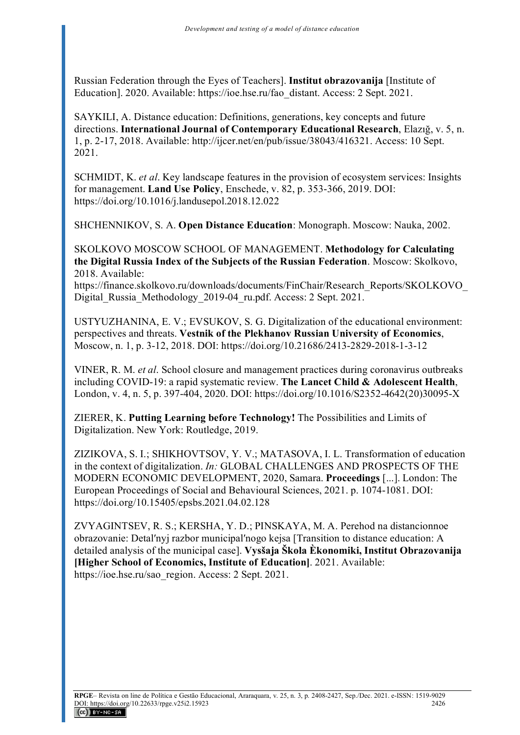Russian Federation through the Eyes of Teachers]. **Institut obrazovanija** [Institute of Education]. 2020. Available: https://ioe.hse.ru/fao_distant. Access: 2 Sept. 2021.

SAYKILI, A. Distance education: Definitions, generations, key concepts and future directions. **International Journal of Contemporary Educational Research**, Elazığ, v. 5, n. 1, p. 2-17, 2018. Available: http://ijcer.net/en/pub/issue/38043/416321. Access: 10 Sept. 2021.

SCHMIDT, K. *et al*. Key landscape features in the provision of ecosystem services: Insights for management. **Land Use Policy**, Enschede, v. 82, p. 353-366, 2019. DOI: https://doi.org/10.1016/j.landusepol.2018.12.022

SHCHENNIKOV, S. A. **Open Distance Education**: Monograph. Moscow: Nauka, 2002.

SKOLKOVO MOSCOW SCHOOL OF MANAGEMENT. **Methodology for Calculating the Digital Russia Index of the Subjects of the Russian Federation**. Moscow: Skolkovo, 2018. Available: https://finance.skolkovo.ru/downloads/documents/FinChair/Research_Reports/SKOLKOVO_Digital_Russia_Methodology_2019-04_ru.pdf. Access: 2 Sept. 2021.

USTYUZHANINA, E. V.; EVSUKOV, S. G. Digitalization of the educational environment: perspectives and threats. **Vestnik of the Plekhanov Russian University of Economics**, Moscow, n. 1, p. 3-12, 2018. DOI: https://doi.org/10.21686/2413-2829-2018-1-3-12

VINER, R. M. *et al*. School closure and management practices during coronavirus outbreaks including COVID-19: a rapid systematic review. **The Lancet Child & Adolescent Health**, London, v. 4, n. 5, p. 397-404, 2020. DOI: https://doi.org/10.1016/S2352-4642(20)30095-X

ZIERER, K. **Putting Learning before Technology!** The Possibilities and Limits of Digitalization. New York: Routledge, 2019.

ZIZIKOVA, S. I.; SHIKHOVTSOV, Y. V.; MATASOVA, I. L. Transformation of education in the context of digitalization. *In:* GLOBAL CHALLENGES AND PROSPECTS OF THE MODERN ECONOMIC DEVELOPMENT, 2020, Samara. **Proceedings** [...]. London: The European Proceedings of Social and Behavioural Sciences, 2021. p. 1074-1081. DOI: https://doi.org/10.15405/epsbs.2021.04.02.128

ZVYAGINTSEV, R. S.; KERSHA, Y. D.; PINSKAYA, M. A. Perehod na distancionnoe obrazovanie: Detalʹnyj razbor municipalʹnogo kejsa [Transition to distance education: A detailed analysis of the municipal case]. **Vysšaja Škola Èkonomiki, Institut Obrazovanija [Higher School of Economics, Institute of Education]**. 2021. Available: https://ioe.hse.ru/sao_region. Access: 2 Sept. 2021.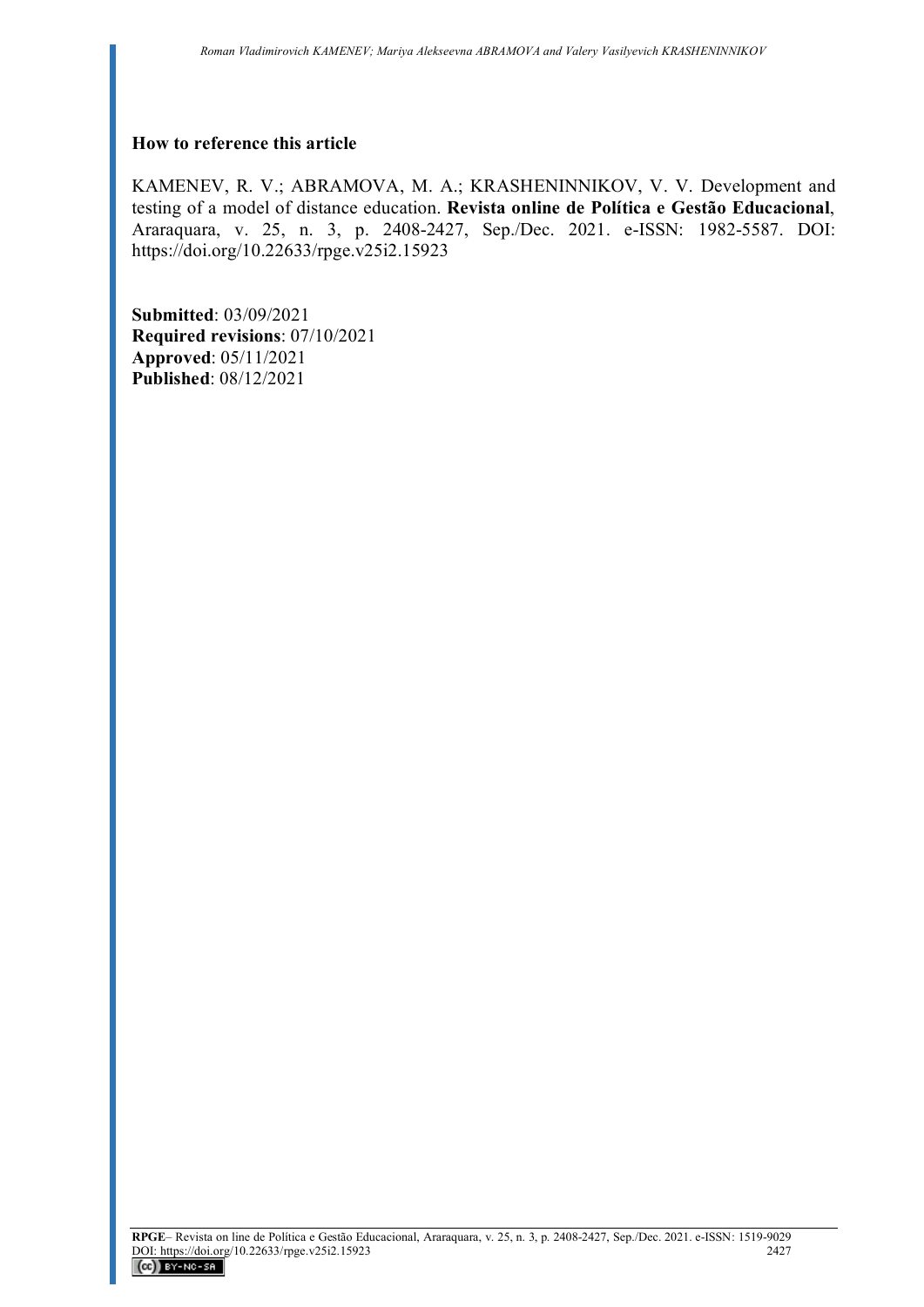**How to reference this article**

KAMENEV, R. V.; ABRAMOVA, M. A.; KRASHENINNIKOV, V. V. Development and testing of a model of distance education. **Revista online de Política e Gestão Educacional**, Araraquara, v. 25, n. 3, p. 2408-2427, Sep./Dec. 2021. e-ISSN: 1982-5587. DOI: https://doi.org/10.22633/rpge.v25i2.15923

**Submitted**: 03/09/2021
**Required revisions**: 07/10/2021
**Approved**: 05/11/2021
**Published**: 08/12/2021